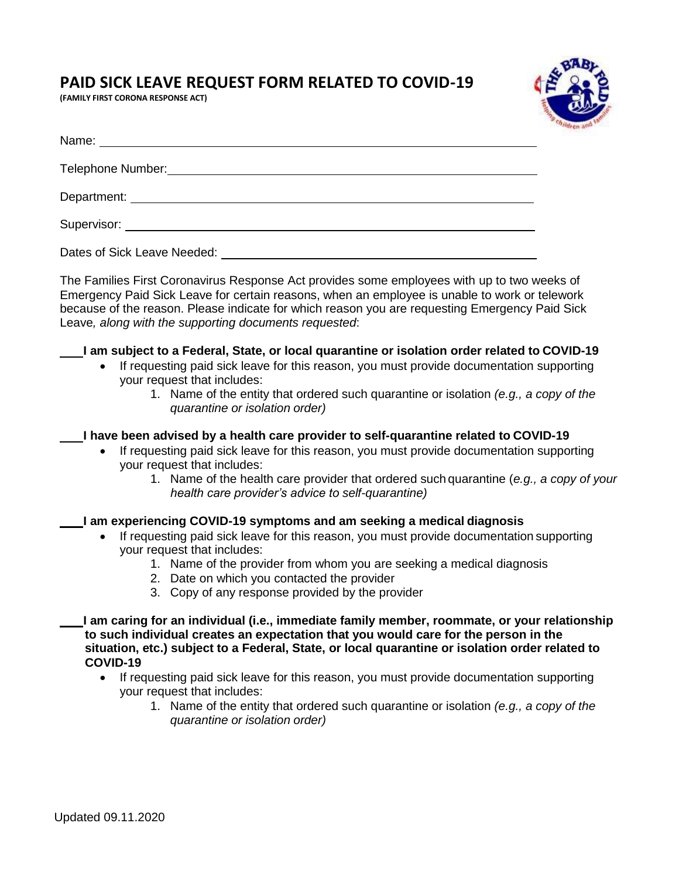# PAID SICK LEAVE REQUEST FORM RELATED TO COVID-19

**(FAMILY FIRST CORONA RESPONSE ACT)**

Name: ______________________________________________

Telephone Number: ______________________________________________

Department: ______________________________________________

Supervisor: ______________________________________________

Dates of Sick Leave Needed: ______________________________________________

The Families First Coronavirus Response Act provides some employees with up to two weeks of Emergency Paid Sick Leave for certain reasons, when an employee is unable to work or telework because of the reason. Please indicate for which reason you are requesting Emergency Paid Sick Leave*, along with the supporting documents requested*:

____**I am subject to a Federal, State, or local quarantine or isolation order related to COVID-19**

- If requesting paid sick leave for this reason, you must provide documentation supporting your request that includes:
  1. Name of the entity that ordered such quarantine or isolation *(e.g., a copy of the quarantine or isolation order)*

____**I have been advised by a health care provider to self-quarantine related to COVID-19**

- If requesting paid sick leave for this reason, you must provide documentation supporting your request that includes:
  1. Name of the health care provider that ordered such quarantine (*e.g., a copy of your health care provider's advice to self-quarantine)*

____**I am experiencing COVID-19 symptoms and am seeking a medical diagnosis**

- If requesting paid sick leave for this reason, you must provide documentation supporting your request that includes:
  1. Name of the provider from whom you are seeking a medical diagnosis
  2. Date on which you contacted the provider
  3. Copy of any response provided by the provider

____**I am caring for an individual (i.e., immediate family member, roommate, or your relationship to such individual creates an expectation that you would care for the person in the situation, etc.) subject to a Federal, State, or local quarantine or isolation order related to COVID-19**

- If requesting paid sick leave for this reason, you must provide documentation supporting your request that includes:
  1. Name of the entity that ordered such quarantine or isolation *(e.g., a copy of the quarantine or isolation order)*

Updated 09.11.2020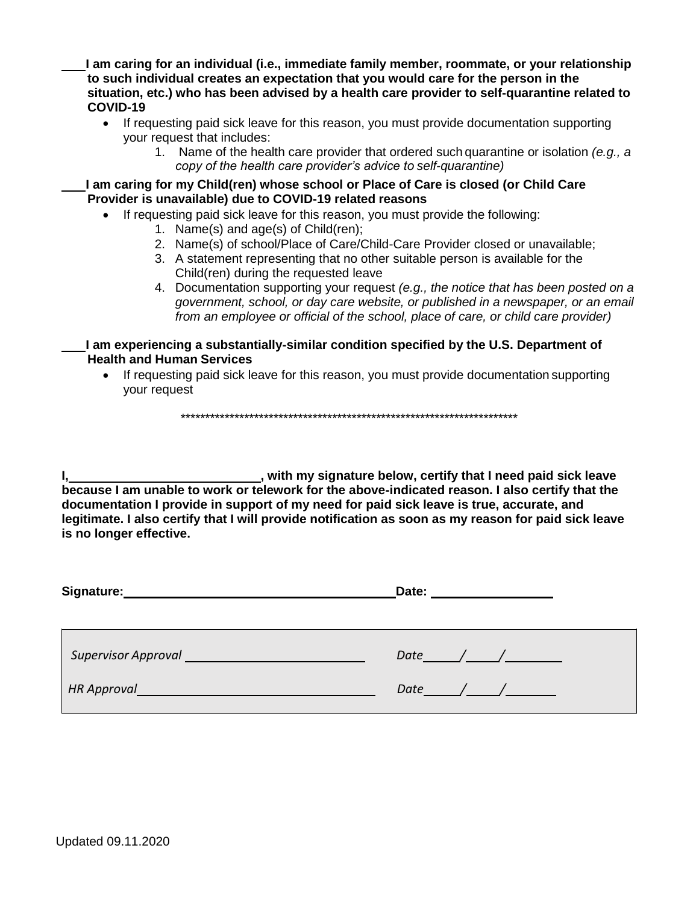\_\_\_ **I am caring for an individual (i.e., immediate family member, roommate, or your relationship to such individual creates an expectation that you would care for the person in the situation, etc.) who has been advised by a health care provider to self-quarantine related to COVID-19**

- If requesting paid sick leave for this reason, you must provide documentation supporting your request that includes:
    1. Name of the health care provider that ordered such quarantine or isolation *(e.g., a copy of the health care provider's advice to self-quarantine)*

\_\_\_ **I am caring for my Child(ren) whose school or Place of Care is closed (or Child Care Provider is unavailable) due to COVID-19 related reasons**

- If requesting paid sick leave for this reason, you must provide the following:
    1. Name(s) and age(s) of Child(ren);
    2. Name(s) of school/Place of Care/Child-Care Provider closed or unavailable;
    3. A statement representing that no other suitable person is available for the Child(ren) during the requested leave
    4. Documentation supporting your request *(e.g., the notice that has been posted on a government, school, or day care website, or published in a newspaper, or an email from an employee or official of the school, place of care, or child care provider)*

\_\_\_ **I am experiencing a substantially-similar condition specified by the U.S. Department of Health and Human Services**

- If requesting paid sick leave for this reason, you must provide documentation supporting your request

************************************************************************

**I, \_\_\_\_\_\_\_\_\_\_\_\_\_\_\_\_\_\_\_\_\_\_\_\_\_\_\_\_, with my signature below, certify that I need paid sick leave because I am unable to work or telework for the above-indicated reason. I also certify that the documentation I provide in support of my need for paid sick leave is true, accurate, and legitimate. I also certify that I will provide notification as soon as my reason for paid sick leave is no longer effective.**

**Signature:** \_\_\_\_\_\_\_\_\_\_\_\_\_\_\_\_\_\_\_\_\_\_\_\_\_\_\_\_\_\_\_\_\_\_\_\_\_\_\_\_ **Date:** \_\_\_\_\_\_\_\_\_\_\_\_\_\_\_\_\_\_

| | |
|---|---|
| *Supervisor Approval* \_\_\_\_\_\_\_\_\_\_\_\_\_\_\_\_\_\_\_\_\_\_\_\_\_\_\_\_ | *Date* \_\_\_\_\_/\_\_\_\_\_/\_\_\_\_\_\_\_\_ |
| *HR Approval* \_\_\_\_\_\_\_\_\_\_\_\_\_\_\_\_\_\_\_\_\_\_\_\_\_\_\_\_\_\_\_\_\_\_\_ | *Date* \_\_\_\_\_/\_\_\_\_\_/\_\_\_\_\_\_\_\_ |

Updated 09.11.2020